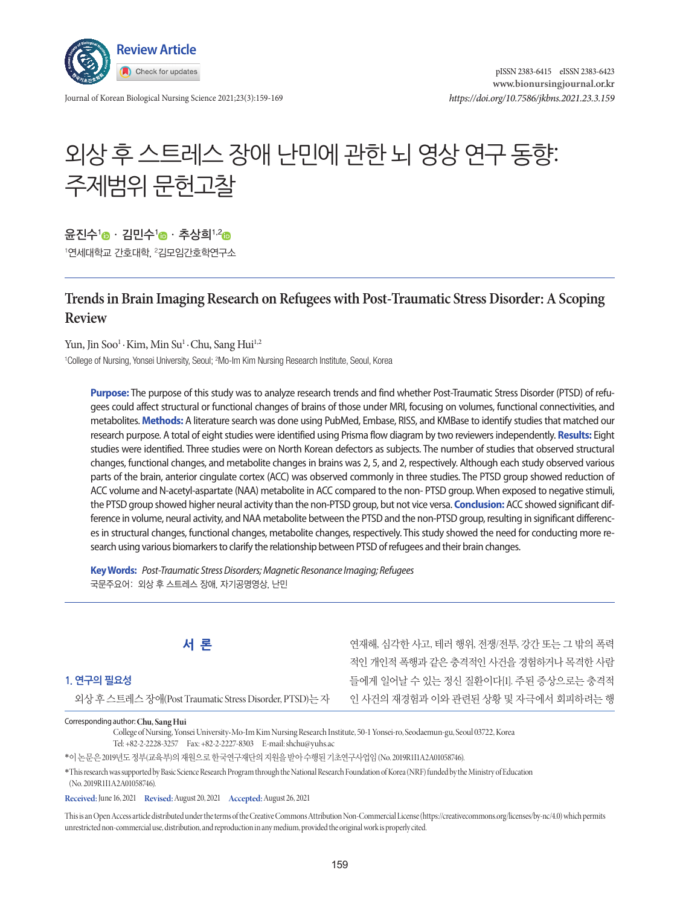Review Article

# 외상 후 스트레스 장애 난민에 관한 뇌 영상 연구 동향: 주제범위 문헌고찰

윤진수[1] · 김민수[1] · 추상희[1,2]

[1]연세대학교 간호대학, [2]김모임간호학연구소

## Trends in Brain Imaging Research on Refugees with Post-Traumatic Stress Disorder: A Scoping Review

Yun, Jin Soo[1] · Kim, Min Su[1] · Chu, Sang Hui[1,2]

[1]College of Nursing, Yonsei University, Seoul; [2]Mo-Im Kim Nursing Research Institute, Seoul, Korea

**Purpose:** The purpose of this study was to analyze research trends and find whether Post-Traumatic Stress Disorder (PTSD) of refugees could affect structural or functional changes of brains of those under MRI, focusing on volumes, functional connectivities, and metabolites. **Methods:** A literature search was done using PubMed, Embase, RISS, and KMBase to identify studies that matched our research purpose. A total of eight studies were identified using Prisma flow diagram by two reviewers independently. **Results:** Eight studies were identified. Three studies were on North Korean defectors as subjects. The number of studies that observed structural changes, functional changes, and metabolite changes in brains was 2, 5, and 2, respectively. Although each study observed various parts of the brain, anterior cingulate cortex (ACC) was observed commonly in three studies. The PTSD group showed reduction of ACC volume and N-acetyl-aspartate (NAA) metabolite in ACC compared to the non- PTSD group. When exposed to negative stimuli, the PTSD group showed higher neural activity than the non-PTSD group, but not vice versa. **Conclusion:** ACC showed significant difference in volume, neural activity, and NAA metabolite between the PTSD and the non-PTSD group, resulting in significant differences in structural changes, functional changes, metabolite changes, respectively. This study showed the need for conducting more research using various biomarkers to clarify the relationship between PTSD of refugees and their brain changes.

**Key Words:** *Post-Traumatic Stress Disorders; Magnetic Resonance Imaging; Refugees*

국문주요어: 외상 후 스트레스 장애, 자기공명영상, 난민

## 서 론

### 1. 연구의 필요성

외상 후 스트레스 장애(Post Traumatic Stress Disorder, PTSD)는 자연재해, 심각한 사고, 테러 행위, 전쟁/전투, 강간 또는 그 밖의 폭력적인 개인적 폭행과 같은 충격적인 사건을 경험하거나 목격한 사람들에게 일어날 수 있는 정신 질환이다[1]. 주된 증상으로는 충격적인 사건의 재경험과 이와 관련된 상황 및 자극에서 회피하려는 행

---

Corresponding author: Chu, Sang Hui
College of Nursing, Yonsei University·Mo-Im Kim Nursing Research Institute, 50-1 Yonsei-ro, Seodaemun-gu, Seoul 03722, Korea
Tel: +82-2-2228-3257 Fax: +82-2-2227-8303 E-mail: shchu@yuhs.ac

*이 논문은 2019년도 정부(교육부)의 재원으로 한국연구재단의 지원을 받아 수행된 기초연구사업임 (No. 2019R1I1A2A01058746).

*This research was supported by Basic Science Research Program through the National Research Foundation of Korea (NRF) funded by the Ministry of Education (No. 2019R1I1A2A01058746).

**Received:** June 16, 2021 **Revised:** August 20, 2021 **Accepted:** August 26, 2021

This is an Open Access article distributed under the terms of the Creative Commons Attribution Non-Commercial License (https://creativecommons.org/licenses/by-nc/4.0) which permits unrestricted non-commercial use, distribution, and reproduction in any medium, provided the original work is properly cited.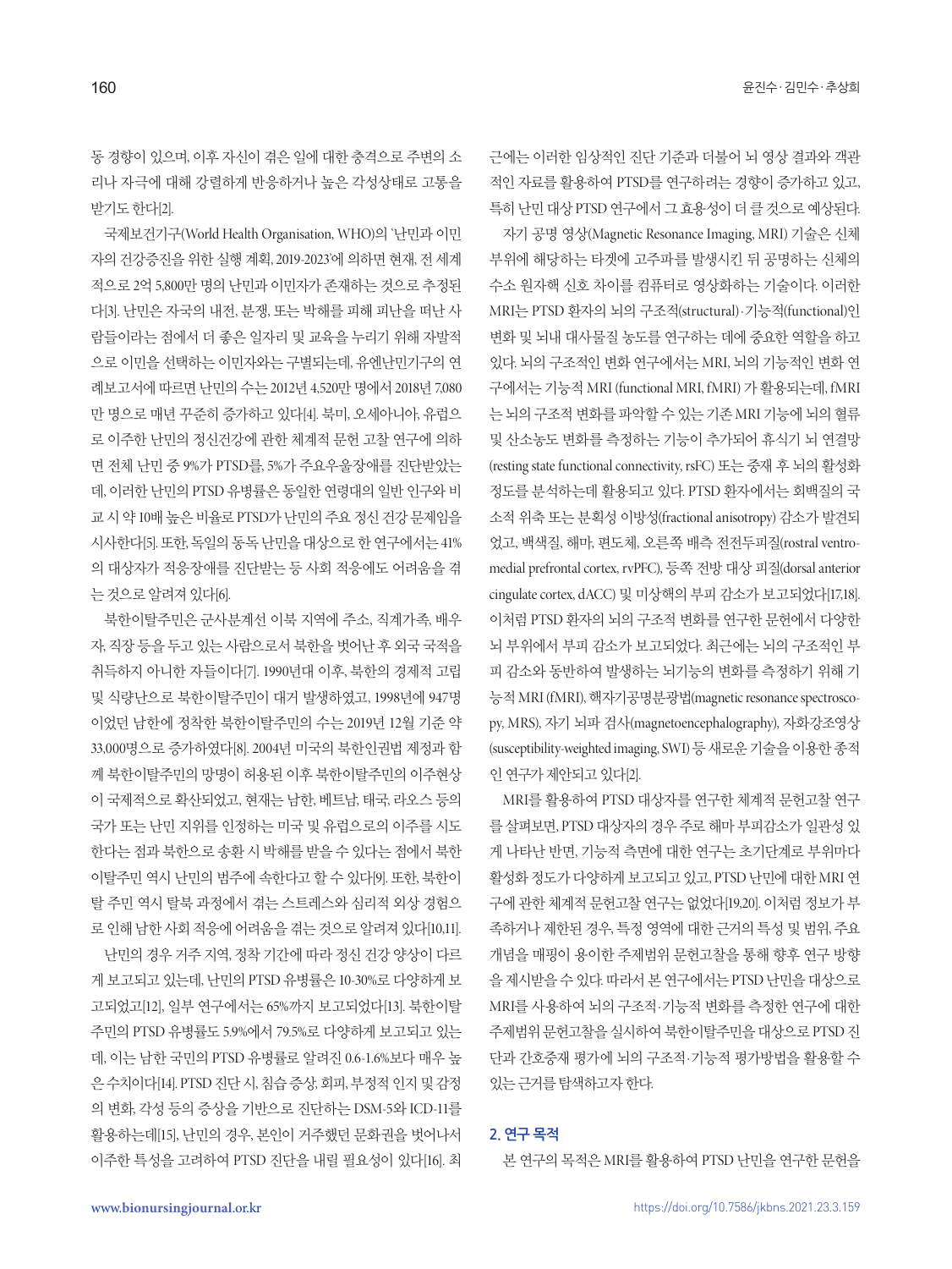동 경향이 있으며, 이후 자신이 겪은 일에 대한 충격으로 주변의 소리나 자극에 대해 강렬하게 반응하거나 높은 각성상태로 고통을 받기도 한다[2].

국제보건기구(World Health Organisation, WHO)의 '난민과 이민자의 건강증진을 위한 실행 계획, 2019-2023'에 의하면 현재, 전 세계적으로 2억 5,800만 명의 난민과 이민자가 존재하는 것으로 추정된다[3]. 난민은 자국의 내전, 분쟁, 또는 박해를 피해 피난을 떠난 사람들이라는 점에서 더 좋은 일자리 및 교육을 누리기 위해 자발적으로 이민을 선택하는 이민자와는 구별되는데, 유엔난민기구의 연례보고서에 따르면 난민의 수는 2012년 4,520만 명에서 2018년 7,080만 명으로 매년 꾸준히 증가하고 있다[4]. 북미, 오세아니아, 유럽으로 이주한 난민의 정신건강에 관한 체계적 문헌 고찰 연구에 의하면 전체 난민 중 9%가 PTSD를, 5%가 주요우울장애를 진단받았는데, 이러한 난민의 PTSD 유병률은 동일한 연령대의 일반 인구와 비교 시 약 10배 높은 비율로 PTSD가 난민의 주요 정신 건강 문제임을 시사한다[5]. 또한, 독일의 동독 난민을 대상으로 한 연구에서는 41%의 대상자가 적응장애를 진단받는 등 사회 적응에도 어려움을 겪는 것으로 알려져 있다[6].

북한이탈주민은 군사분계선 이북 지역에 주소, 직계가족, 배우자, 직장 등을 두고 있는 사람으로서 북한을 벗어난 후 외국 국적을 취득하지 아니한 자들이다[7]. 1990년대 이후, 북한의 경제적 고립 및 식량난으로 북한이탈주민이 대거 발생하였고, 1998년에 947명이었던 남한에 정착한 북한이탈주민의 수는 2019년 12월 기준 약 33,000명으로 증가하였다[8]. 2004년 미국의 북한인권법 제정과 함께 북한이탈주민의 망명이 허용된 이후 북한이탈주민의 이주현상이 국제적으로 확산되었고, 현재는 남한, 베트남, 태국, 라오스 등의 국가 또는 난민 지위를 인정하는 미국 및 유럽으로의 이주를 시도한다는 점과 북한으로 송환 시 박해를 받을 수 있다는 점에서 북한이탈주민 역시 난민의 범주에 속한다고 할 수 있다[9]. 또한, 북한이탈 주민 역시 탈북 과정에서 겪는 스트레스와 심리적 외상 경험으로 인해 남한 사회 적응에 어려움을 겪는 것으로 알려져 있다[10,11].

난민의 경우 거주 지역, 정착 기간에 따라 정신 건강 양상이 다르게 보고되고 있는데, 난민의 PTSD 유병률은 10-30%로 다양하게 보고되었고[12], 일부 연구에서는 65%까지 보고되었다[13]. 북한이탈주민의 PTSD 유병률도 5.9%에서 79.5%로 다양하게 보고되고 있는데, 이는 남한 국민의 PTSD 유병률로 알려진 0.6-1.6%보다 매우 높은 수치이다[14]. PTSD 진단 시, 침습 증상, 회피, 부정적 인지 및 감정의 변화, 각성 등의 증상을 기반으로 진단하는 DSM-5와 ICD-11를 활용하는데[15], 난민의 경우, 본인이 거주했던 문화권을 벗어나서 이주한 특성을 고려하여 PTSD 진단을 내릴 필요성이 있다[16]. 최근에는 이러한 임상적인 진단 기준과 더불어 뇌 영상 결과와 객관적인 자료를 활용하여 PTSD를 연구하려는 경향이 증가하고 있고, 특히 난민 대상 PTSD 연구에서 그 효용성이 더 클 것으로 예상된다.

자기 공명 영상(Magnetic Resonance Imaging, MRI) 기술은 신체 부위에 해당하는 타겟에 고주파를 발생시킨 뒤 공명하는 신체의 수소 원자핵 신호 차이를 컴퓨터로 영상화하는 기술이다. 이러한 MRI는 PTSD 환자의 뇌의 구조적(structural)·기능적(functional)인 변화 및 뇌내 대사물질 농도를 연구하는 데에 중요한 역할을 하고 있다. 뇌의 구조적인 변화 연구에서는 MRI, 뇌의 기능적인 변화 연구에서는 기능적 MRI (functional MRI, fMRI) 가 활용되는데, fMRI는 뇌의 구조적 변화를 파악할 수 있는 기존 MRI 기능에 뇌의 혈류 및 산소농도 변화를 측정하는 기능이 추가되어 휴식기 뇌 연결망(resting state functional connectivity, rsFC) 또는 중재 후 뇌의 활성화 정도를 분석하는데 활용되고 있다. PTSD 환자에서는 회백질의 국소적 위축 또는 분획성 이방성(fractional anisotropy) 감소가 발견되었고, 백색질, 해마, 편도체, 오른쪽 배측 전전두피질(rostral ventromedial prefrontal cortex, rvPFC), 등쪽 전방 대상 피질(dorsal anterior cingulate cortex, dACC) 및 미상핵의 부피 감소가 보고되었다[17,18]. 이처럼 PTSD 환자의 뇌의 구조적 변화를 연구한 문헌에서 다양한 뇌 부위에서 부피 감소가 보고되었다. 최근에는 뇌의 구조적인 부피 감소와 동반하여 발생하는 뇌기능의 변화를 측정하기 위해 기능적 MRI (fMRI), 핵자기공명분광법(magnetic resonance spectroscopy, MRS), 자기 뇌파 검사(magnetoencephalography), 자화강조영상(susceptibility-weighted imaging, SWI) 등 새로운 기술을 이용한 종적인 연구가 제안되고 있다[2].

MRI를 활용하여 PTSD 대상자를 연구한 체계적 문헌고찰 연구를 살펴보면, PTSD 대상자의 경우 주로 해마 부피감소가 일관성 있게 나타난 반면, 기능적 측면에 대한 연구는 초기단계로 부위마다 활성화 정도가 다양하게 보고되고 있고, PTSD 난민에 대한 MRI 연구에 관한 체계적 문헌고찰 연구는 없었다[19,20]. 이처럼 정보가 부족하거나 제한된 경우, 특정 영역에 대한 근거의 특성 및 범위, 주요 개념을 매핑이 용이한 주제범위 문헌고찰을 통해 향후 연구 방향을 제시받을 수 있다. 따라서 본 연구에서는 PTSD 난민을 대상으로 MRI를 사용하여 뇌의 구조적·기능적 변화를 측정한 연구에 대한 주제범위 문헌고찰을 실시하여 북한이탈주민을 대상으로 PTSD 진단과 간호중재 평가에 뇌의 구조적·기능적 평가방법을 활용할 수 있는 근거를 탐색하고자 한다.

## 2. 연구 목적

본 연구의 목적은 MRI를 활용하여 PTSD 난민을 연구한 문헌을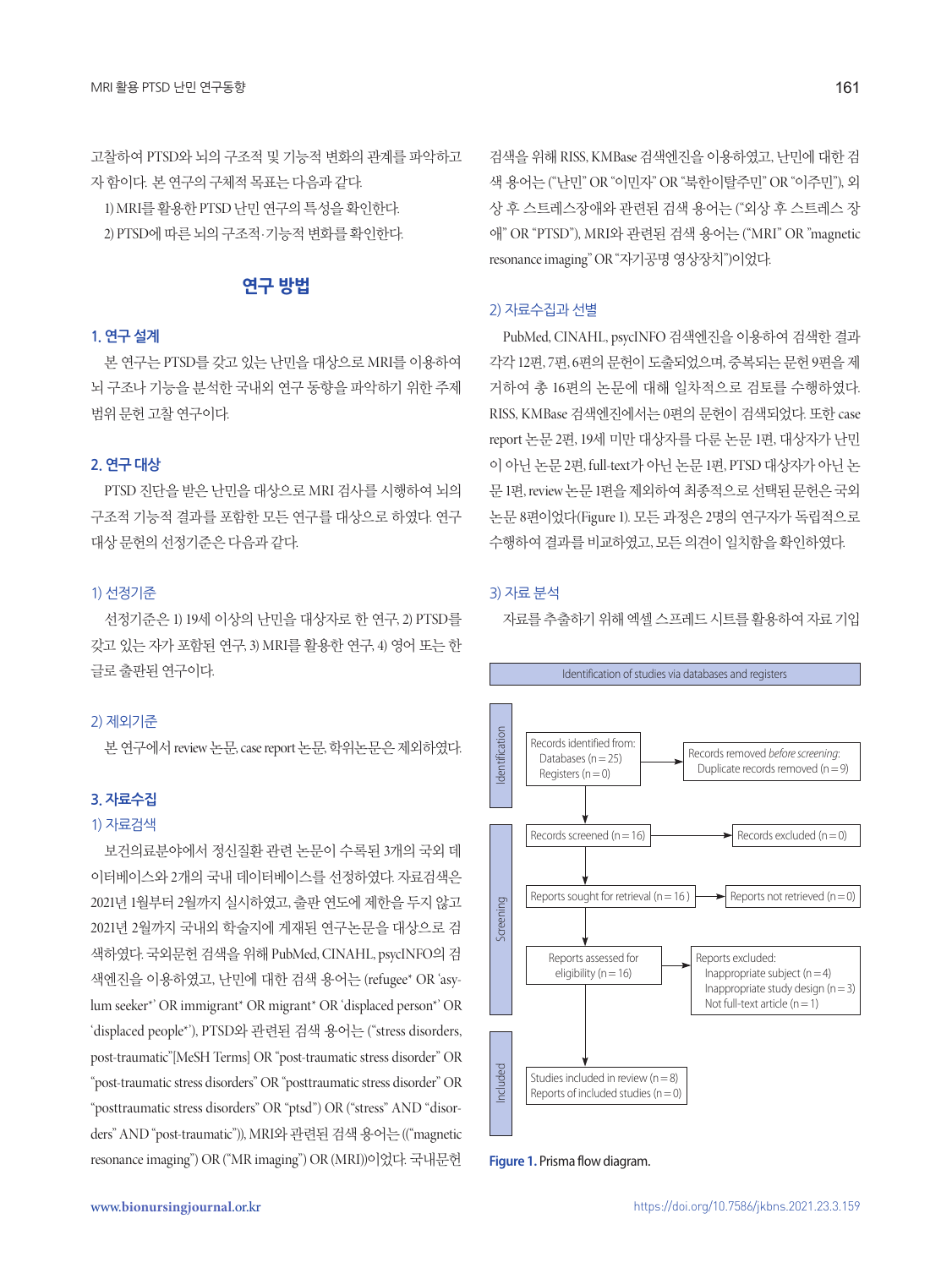고찰하여 PTSD와 뇌의 구조적 및 기능적 변화의 관계를 파악하고자 함이다. 본 연구의 구체적 목표는 다음과 같다.

1) MRI를 활용한 PTSD 난민 연구의 특성을 확인한다.

2) PTSD에 따른 뇌의 구조적·기능적 변화를 확인한다.

## 연구 방법

### 1. 연구 설계

본 연구는 PTSD를 갖고 있는 난민을 대상으로 MRI를 이용하여 뇌 구조나 기능을 분석한 국내외 연구 동향을 파악하기 위한 주제범위 문헌 고찰 연구이다.

### 2. 연구 대상

PTSD 진단을 받은 난민을 대상으로 MRI 검사를 시행하여 뇌의 구조적 기능적 결과를 포함한 모든 연구를 대상으로 하였다. 연구 대상 문헌의 선정기준은 다음과 같다.

#### 1) 선정기준

선정기준은 1) 19세 이상의 난민을 대상자로 한 연구, 2) PTSD를 갖고 있는 자가 포함된 연구, 3) MRI를 활용한 연구, 4) 영어 또는 한글로 출판된 연구이다.

#### 2) 제외기준

본 연구에서 review 논문, case report 논문, 학위논문은 제외하였다.

### 3. 자료수집

#### 1) 자료검색

보건의료분야에서 정신질환 관련 논문이 수록된 3개의 국외 데이터베이스와 2개의 국내 데이터베이스를 선정하였다. 자료검색은 2021년 1월부터 2월까지 실시하였고, 출판 연도에 제한을 두지 않고 2021년 2월까지 국내외 학술지에 게재된 연구논문을 대상으로 검색하였다. 국외문헌 검색을 위해 PubMed, CINAHL, psycINFO의 검색엔진을 이용하였고, 난민에 대한 검색 용어는 (refugee* OR 'asylum seeker*' OR immigrant* OR migrant* OR 'displaced person*' OR 'displaced people*'), PTSD와 관련된 검색 용어는 ("stress disorders, post-traumatic"[MeSH Terms] OR "post-traumatic stress disorder" OR "post-traumatic stress disorders" OR "posttraumatic stress disorder" OR "posttraumatic stress disorders" OR "ptsd") OR ("stress" AND "disorders" AND "post-traumatic")), MRI와 관련된 검색 용어는 (("magnetic resonance imaging") OR ("MR imaging") OR (MRI))이었다. 국내문헌 검색을 위해 RISS, KMBase 검색엔진을 이용하였고, 난민에 대한 검색 용어는 ("난민" OR "이민자" OR "북한이탈주민" OR "이주민"), 외상 후 스트레스장애와 관련된 검색 용어는 ("외상 후 스트레스 장애" OR "PTSD"), MRI와 관련된 검색 용어는 ("MRI" OR "magnetic resonance imaging" OR "자기공명 영상장치")이었다.

#### 2) 자료수집과 선별

PubMed, CINAHL, psycINFO 검색엔진을 이용하여 검색한 결과 각각 12편, 7편, 6편의 문헌이 도출되었으며, 중복되는 문헌 9편을 제거하여 총 16편의 논문에 대해 일차적으로 검토를 수행하였다. RISS, KMBase 검색엔진에서는 0편의 문헌이 검색되었다. 또한 case report 논문 2편, 19세 미만 대상자를 다룬 논문 1편, 대상자가 난민이 아닌 논문 2편, full-text가 아닌 논문 1편, PTSD 대상자가 아닌 논문 1편, review 논문 1편을 제외하여 최종적으로 선택된 문헌은 국외 논문 8편이었다(Figure 1). 모든 과정은 2명의 연구자가 독립적으로 수행하여 결과를 비교하였고, 모든 의견이 일치함을 확인하였다.

#### 3) 자료 분석

자료를 추출하기 위해 엑셀 스프레드 시트를 활용하여 자료 기입

Identification of studies via databases and registers

| Stage | Main flow | Side box |
|---|---|---|
| Identification | Records identified from: Databases (n = 25) Registers (n = 0) | Records removed *before screening*: Duplicate records removed (n = 9) |
| Screening | Records screened (n = 16) | Records excluded (n = 0) |
| Screening | Reports sought for retrieval (n = 16) | Reports not retrieved (n = 0) |
| Screening | Reports assessed for eligibility (n = 16) | Reports excluded: Inappropriate subject (n = 4) Inappropriate study design (n = 3) Not full-text article (n = 1) |
| Included | Studies included in review (n = 8) Reports of included studies (n = 0) | |

**Figure 1.** Prisma flow diagram.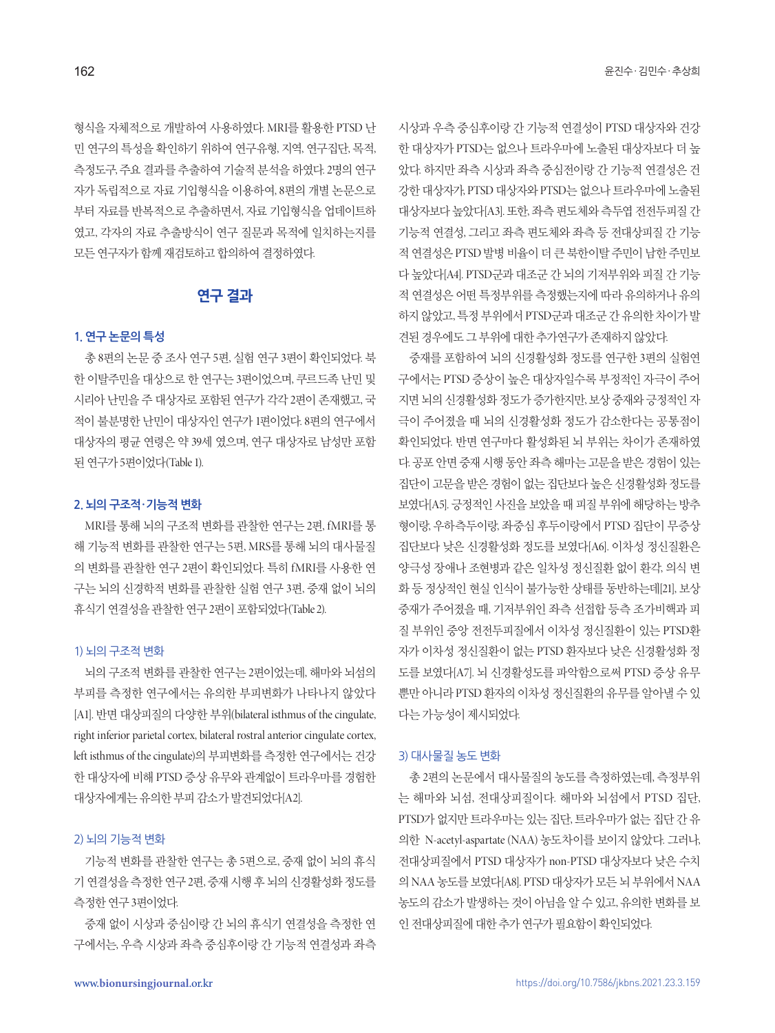형식을 자체적으로 개발하여 사용하였다. MRI를 활용한 PTSD 난민 연구의 특성을 확인하기 위하여 연구유형, 지역, 연구집단, 목적, 측정도구, 주요 결과를 추출하여 기술적 분석을 하였다. 2명의 연구자가 독립적으로 자료 기입형식을 이용하여, 8편의 개별 논문으로부터 자료를 반복적으로 추출하면서, 자료 기입형식을 업데이트하였고, 각자의 자료 추출방식이 연구 질문과 목적에 일치하는지를 모든 연구자가 함께 재검토하고 합의하여 결정하였다.

## 연구 결과

### 1. 연구 논문의 특성

총 8편의 논문 중 조사 연구 5편, 실험 연구 3편이 확인되었다. 북한 이탈주민을 대상으로 한 연구는 3편이었으며, 쿠르드족 난민 및 시리아 난민을 주 대상자로 포함된 연구가 각각 2편이 존재했고, 국적이 불분명한 난민이 대상자인 연구가 1편이었다. 8편의 연구에서 대상자의 평균 연령은 약 39세 였으며, 연구 대상자로 남성만 포함된 연구가 5편이었다(Table 1).

### 2. 뇌의 구조적·기능적 변화

MRI를 통해 뇌의 구조적 변화를 관찰한 연구는 2편, fMRI를 통해 기능적 변화를 관찰한 연구는 5편, MRS를 통해 뇌의 대사물질의 변화를 관찰한 연구 2편이 확인되었다. 특히 fMRI를 사용한 연구는 뇌의 신경학적 변화를 관찰한 실험 연구 3편, 중재 없이 뇌의 휴식기 연결성을 관찰한 연구 2편이 포함되었다(Table 2).

#### 1) 뇌의 구조적 변화

뇌의 구조적 변화를 관찰한 연구는 2편이었는데, 해마와 뇌섬의 부피를 측정한 연구에서는 유의한 부피변화가 나타나지 않았다[A1]. 반면 대상피질의 다양한 부위(bilateral isthmus of the cingulate, right inferior parietal cortex, bilateral rostral anterior cingulate cortex, left isthmus of the cingulate)의 부피변화를 측정한 연구에서는 건강한 대상자에 비해 PTSD 증상 유무와 관계없이 트라우마를 경험한 대상자에게는 유의한 부피 감소가 발견되었다[A2].

#### 2) 뇌의 기능적 변화

기능적 변화를 관찰한 연구는 총 5편으로, 중재 없이 뇌의 휴식기 연결성을 측정한 연구 2편, 중재 시행 후 뇌의 신경활성화 정도를 측정한 연구 3편이었다.

중재 없이 시상과 중심이랑 간 뇌의 휴식기 연결성을 측정한 연구에서는, 우측 시상과 좌측 중심후이랑 간 기능적 연결성과 좌측 시상과 우측 중심후이랑 간 기능적 연결성이 PTSD 대상자와 건강한 대상자가 PTSD는 없으나 트라우마에 노출된 대상자보다 더 높았다. 하지만 좌측 시상과 좌측 중심전이랑 간 기능적 연결성은 건강한 대상자가, PTSD 대상자와 PTSD는 없으나 트라우마에 노출된 대상자보다 높았다[A3]. 또한, 좌측 편도체와 측두엽 전전두피질 간 기능적 연결성, 그리고 좌측 편도체와 좌측 등 전대상피질 간 기능적 연결성은 PTSD 발병 비율이 더 큰 북한이탈 주민이 남한 주민보다 높았다[A4]. PTSD군과 대조군 간 뇌의 기저부위와 피질 간 기능적 연결성은 어떤 특정부위를 측정했는지에 따라 유의하거나 유의하지 않았고, 특정 부위에서 PTSD군과 대조군 간 유의한 차이가 발견된 경우에도 그 부위에 대한 추가연구가 존재하지 않았다.

중재를 포함하여 뇌의 신경활성화 정도를 연구한 3편의 실험연구에서는 PTSD 증상이 높은 대상자일수록 부정적인 자극이 주어지면 뇌의 신경활성화 정도가 증가한지만, 보상 중재와 긍정적인 자극이 주어졌을 때 뇌의 신경활성화 정도가 감소한다는 공통점이 확인되었다. 반면 연구마다 활성화된 뇌 부위는 차이가 존재하였다. 공포 안면 중재 시행 동안 좌측 해마는 고문을 받은 경험이 있는 집단이 고문을 받은 경험이 없는 집단보다 높은 신경활성화 정도를 보였다[A5]. 긍정적인 사진을 보았을 때 피질 부위에 해당하는 방추형이랑, 우하측두이랑, 좌중심 후두이랑에서 PTSD 집단이 무증상 집단보다 낮은 신경활성화 정도를 보였다[A6]. 이차성 정신질환은 양극성 장애나 조현병과 같은 일차성 정신질환 없이 환각, 의식 변화 등 정상적인 현실 인식이 불가능한 상태를 동반하는데[21], 보상 중재가 주어졌을 때, 기저부위인 좌측 선접합 등측 조가비핵과 피질 부위인 중앙 전전두피질에서 이차성 정신질환이 있는 PTSD환자가 이차성 정신질환이 없는 PTSD 환자보다 낮은 신경활성화 정도를 보였다[A7]. 뇌 신경활성도를 파악함으로써 PTSD 증상 유무뿐만 아니라 PTSD 환자의 이차성 정신질환의 유무를 알아낼 수 있다는 가능성이 제시되었다.

#### 3) 대사물질 농도 변화

총 2편의 논문에서 대사물질의 농도를 측정하였는데, 측정부위는 해마와 뇌섬, 전대상피질이다. 해마와 뇌섬에서 PTSD 집단, PTSD가 없지만 트라우마는 있는 집단, 트라우마가 없는 집단 간 유의한 N-acetyl-aspartate (NAA) 농도차이를 보이지 않았다. 그러나, 전대상피질에서 PTSD 대상자가 non-PTSD 대상자보다 낮은 수치의 NAA 농도를 보였다[A8]. PTSD 대상자가 모든 뇌 부위에서 NAA 농도의 감소가 발생하는 것이 아님을 알 수 있고, 유의한 변화를 보인 전대상피질에 대한 추가 연구가 필요함이 확인되었다.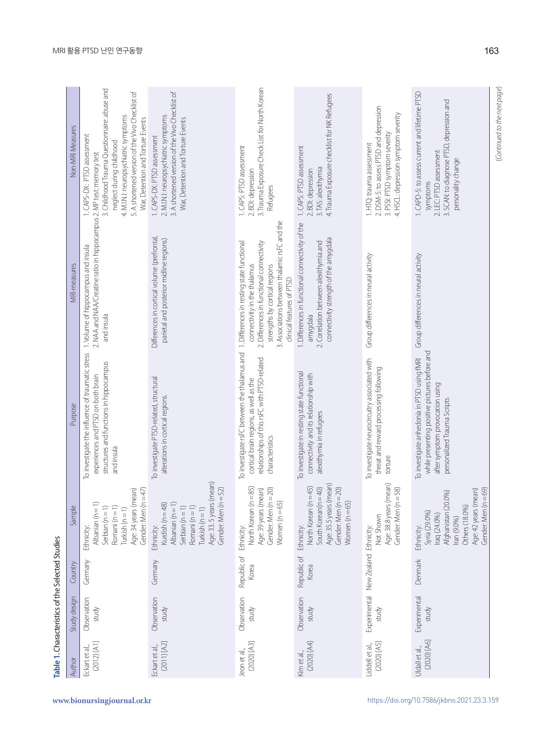**Table 1.** Characteristics of the Selected Studies

| Author | Study design | Country | Sample | Purpose | MRI-measures | Non-MRI Measures |
|---|---|---|---|---|---|---|
| Eckart et al., (2012) [A1] | Observation study | Germany | Ethnicity: Albanian (n=1) Serbian (n=1) Romani (n=1) Turkish (n=1) Age: 34 years (mean) Gender: Men (n=47) | To investigate the influence of traumatic stress experiences and PTSD on both brain structures and functions in hippocampus and insula | 1. Volume of hippocampus and insula 2. NAA and NAA/Creatine ratio in hippocampus and insula | 1. CAPS-DX: PTSD assessment 2. MP test: memory test 3. Childhood Trauma Questionnaire: abuse and neglect during childhood 4. M.I.N.I: neuropsychiatric symptoms 5. A shortened version of the Vivo Checklist of War, Detention and Torture Events |
| Eckart et al., (2011) [A2] | Observation study | Germany | Ethnicity: Kurdish (n=48) Albanian (n=1) Serbian (n=1) Romani (n=1) Turkish (n=1) Age: 33.5 years (mean) Gender: Men (n=52) | To investigate PTSD-related, structural alterations in cortical regions. | Differences in cortical volume (prefrontal, parietal and posterior midline regions) | 1. CAPS-DX: PTSD assessment 2. M.I.N.I: neuropsychiatric symptoms 3. A shortened version of the Vivo Checklist of War, Detention and Torture Events |
| Jeon et al., (2020) [A3] | Observation study | Republic of Korea | Ethnicity: North Korean (n=85) Age: 39 years (mean) Gender: Men (n=20) Women (n=65) | To investigate rsFC between the thalamus and cortical brain regions, as well as the relationships of this rsFC with PTSD-related characteristics | 1. Differences in resting state functional connectivity in the thalamus 2. Differences in functional connectivity strengths by cortical regions 3. Associations between thalamic rsFC and the clinical features of PTSD | 1. CAPS: PTSD assessment 2. BDI: depression 3. Trauma Exposure Check List for North Korean Refugees |
| Kim et al., (2020) [A4] | Observation study | Republic of Korea | Ethnicity: North Korean (n=45) South Korean (n=40) Age: 35.5 years (mean) Gender: Men (n=20) Women (n=65) | To investigate in resting state functional connectivity and its relationship with alexithymia in refugees | 1. Differences in functional connectivity of the amygdala 2. Correlation between alexithymia and connectivity strength of the amygdala | 1. CAPS: PTSD assessment 2. BDI: depression 3. TAS: alexithymia 4. Trauma Exposure checklist for NK Refugees |
| Liddell et al., (2020) [A5] | Experimental study | New Zealand | Ethnicity: Not Shown Age: 38.8 years (mean) Gender: Men (n=58) | To investigate neurocircuitry associated with threat and reward processing following torture | Group differences in neural activity | 1. HTQ: trauma assessment 2. DSM-5: to assess PTSD and depression 3. PSSI: PTSD symptom severity 4. HSCL: depression symptom severity |
| Uldall et al., (2020) [A6] | Experimental study | Denmark | Ethnicity: Syria (29.0%) Iraq (24.0%) Afghanistan (20.0%) Iran (9.0%) Others (18.0%) Age: 42 years (mean) Gender: Men (n=69) | To investigate anhedonia in PTSD using fMRI while presenting positive pictures before and after symptom provocation using personalized Trauma Scripts | Group differences in neural activity | 1. CAPD-5: to assess current and lifetime PTSD symptoms 2. LEC: PTSD assessment 3. SCAN: to diagnose PTSD, depression and personality change |

(Continued to the next page)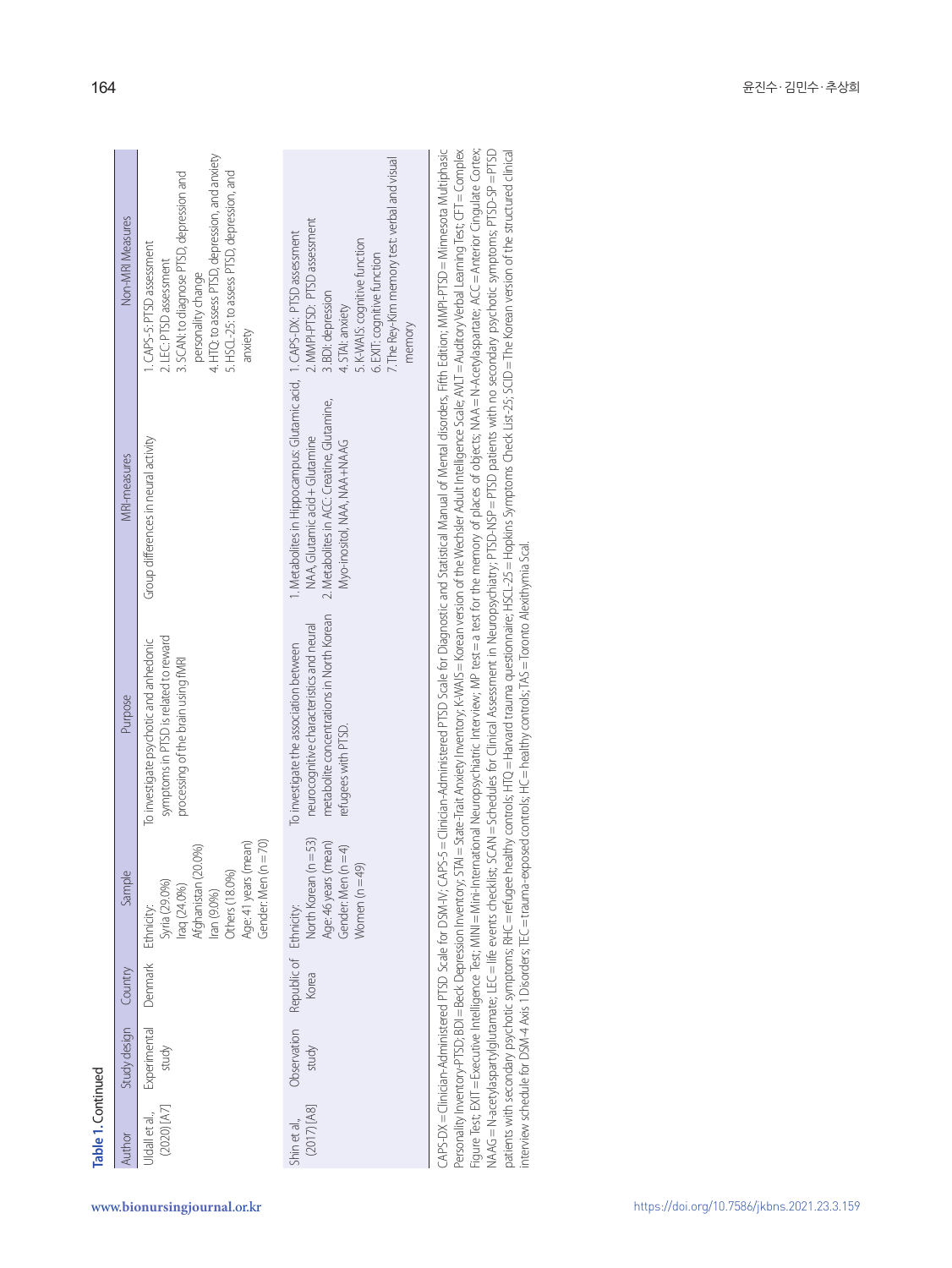**Table 1.** Continued

| Author | Study design | Country | Sample | Purpose | MRI-measures | Non-MRI Measures |
|---|---|---|---|---|---|---|
| Uldall et al., (2020) [A7] | Experimental study | Denmark | Ethnicity: Syria (29.0%) Iraq (24.0%) Afghanistan (20.0%) Iran (9.0%) Others (18.0%) Age: 41 years (mean) Gender: Men (n=70) | To investigate psychotic and anhedonic symptoms in PTSD is related to reward processing of the brain using fMRI | Group differences in neural activity | 1. CAPS-5: PTSD assessment 2. LEC: PTSD assessment 3. SCAN: to diagnose PTSD, depression and personality change 4. HTQ: to assess PTSD, depression, and anxiety 5. HSCL-25: to assess PTSD, depression, and anxiety |
| Shin et al., (2017) [A8] | Observation study | Republic of Korea | Ethnicity: North Korean (n=53) Age: 46 years (mean) Gender: Men (n=4) Women (n=49) | To investigate the association between neurocognitive characteristics and neural metabolite concentrations in North Korean refugees with PTSD. | 1. Metabolites in Hippocampus: Glutamic acid, NAA, Glutamic acid+Glutamine 2. Metabolites in ACC: Creatine, Glutamine, Myo-inositol, NAA, NAA+NAAG | 1. CAPS-DX: PTSD assessment 2. MMPI-PTSD: PTSD assessment 3. BDI: depression 4. STAI: anxiety 5. K-WAIS: cognitive function 6. EXIT: cognitive function 7. The Rey-Kim memory test: verbal and visual memory |

CAPS-DX=Clinician-Administered PTSD Scale for DSM-IV; CAPS-5=Clinician-Administered PTSD Scale for Diagnostic and Statistical Manual of Mental disorders, Fifth Edition; MMPI-PTSD=Minnesota Multiphasic Personality Inventory-PTSD; BDI=Beck Depression Inventory; STAI=State-Trait Anxiety Inventory; K-WAIS=Korean version of the Wechsler Adult Intelligence Scale; AVLT=Auditory Verbal Learning Test; CFT=Complex Figure Test; EXIT=Executive Intelligence Test; MINI=Mini-International Neuropsychiatric Interview; MP test=a test for the memory of places of objects; NAA=N-Acetylaspartate; ACC=Anterior Cingulate Cortex; NAAG=N-acetylaspartylglutamate; LEC=life events checklist; SCAN=Schedules for Clinical Assessment in Neuropsychiatry; PTSD-NSP=PTSD patients with no secondary psychotic symptoms; PTSD-SP=PTSD patients with secondary psychotic symptoms; RHC=refugee healthy controls; HTQ=Harvard trauma questionnaire; HSCL-25=Hopkins Symptoms Check List-25; SCID=The Korean version of the structured clinical interview schedule for DSM-4 Axis 1 Disorders; TEC=trauma-exposed controls; HC=healthy controls; TAS=Toronto Alexithymia Scal.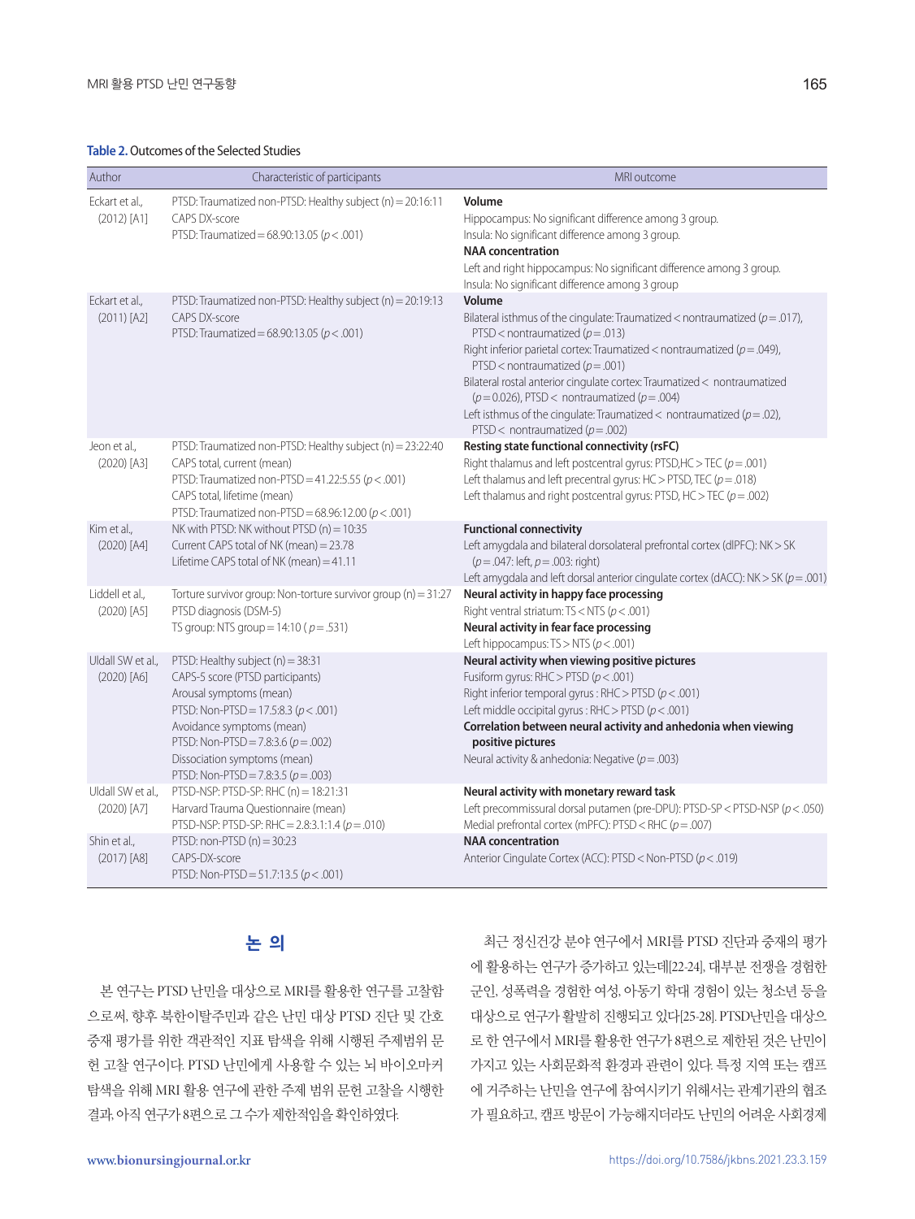**Table 2.** Outcomes of the Selected Studies

| Author | Characteristic of participants | MRI outcome |
|---|---|---|
| Eckart et al., (2012) [A1] | PTSD: Traumatized non-PTSD: Healthy subject (n) = 20:16:11<br>CAPS DX-score<br>PTSD: Traumatized = 68.90:13.05 ($p < .001$) | **Volume**<br>Hippocampus: No significant difference among 3 group.<br>Insula: No significant difference among 3 group.<br>**NAA concentration**<br>Left and right hippocampus: No significant difference among 3 group.<br>Insula: No significant difference among 3 group |
| Eckart et al., (2011) [A2] | PTSD: Traumatized non-PTSD: Healthy subject (n) = 20:19:13<br>CAPS DX-score<br>PTSD: Traumatized = 68.90:13.05 ($p < .001$) | **Volume**<br>Bilateral isthmus of the cingulate: Traumatized < nontraumatized ($p = .017$), PTSD < nontraumatized ($p = .013$)<br>Right inferior parietal cortex: Traumatized < nontraumatized ($p = .049$), PTSD < nontraumatized ($p = .001$)<br>Bilateral rostal anterior cingulate cortex: Traumatized < nontraumatized ($p = 0.026$), PTSD < nontraumatized ($p = .004$)<br>Left isthmus of the cingulate: Traumatized < nontraumatized ($p = .02$), PTSD < nontraumatized ($p = .002$) |
| Jeon et al., (2020) [A3] | PTSD: Traumatized non-PTSD: Healthy subject (n) = 23:22:40<br>CAPS total, current (mean)<br>PTSD: Traumatized non-PTSD = 41.22:5.55 ($p < .001$)<br>CAPS total, lifetime (mean)<br>PTSD: Traumatized non-PTSD = 68.96:12.00 ($p < .001$) | **Resting state functional connectivity (rsFC)**<br>Right thalamus and left postcentral gyrus: PTSD,HC > TEC ($p = .001$)<br>Left thalamus and left precentral gyrus: HC > PTSD, TEC ($p = .018$)<br>Left thalamus and right postcentral gyrus: PTSD, HC > TEC ($p = .002$) |
| Kim et al., (2020) [A4] | NK with PTSD: NK without PTSD (n) = 10:35<br>Current CAPS total of NK (mean) = 23.78<br>Lifetime CAPS total of NK (mean) = 41.11 | **Functional connectivity**<br>Left amygdala and bilateral dorsolateral prefrontal cortex (dlPFC): NK > SK ($p = .047$: left, $p = .003$: right)<br>Left amygdala and left dorsal anterior cingulate cortex (dACC): NK > SK ($p = .001$) |
| Liddell et al., (2020) [A5] | Torture survivor group: Non-torture survivor group (n) = 31:27<br>PTSD diagnosis (DSM-5)<br>TS group: NTS group = 14:10 ( $p = .531$) | **Neural activity in happy face processing**<br>Right ventral striatum: TS < NTS ($p < .001$)<br>**Neural activity in fear face processing**<br>Left hippocampus: TS > NTS ($p < .001$) |
| Uldall SW et al., (2020) [A6] | PTSD: Healthy subject (n) = 38:31<br>CAPS-5 score (PTSD participants)<br>Arousal symptoms (mean)<br>PTSD: Non-PTSD = 17.5:8.3 ($p < .001$)<br>Avoidance symptoms (mean)<br>PTSD: Non-PTSD = 7.8:3.6 ($p = .002$)<br>Dissociation symptoms (mean)<br>PTSD: Non-PTSD = 7.8:3.5 ($p = .003$) | **Neural activity when viewing positive pictures**<br>Fusiform gyrus: RHC > PTSD ($p < .001$)<br>Right inferior temporal gyrus : RHC > PTSD ($p < .001$)<br>Left middle occipital gyrus : RHC > PTSD ($p < .001$)<br>**Correlation between neural activity and anhedonia when viewing positive pictures**<br>Neural activity & anhedonia: Negative ($p = .003$) |
| Uldall SW et al., (2020) [A7] | PTSD-NSP: PTSD-SP: RHC (n) = 18:21:31<br>Harvard Trauma Questionnaire (mean)<br>PTSD-NSP: PTSD-SP: RHC = 2.8:3.1:1.4 ($p = .010$) | **Neural activity with monetary reward task**<br>Left precommissural dorsal putamen (pre-DPU): PTSD-SP < PTSD-NSP ($p < .050$)<br>Medial prefrontal cortex (mPFC): PTSD < RHC ($p = .007$) |
| Shin et al., (2017) [A8] | PTSD: non-PTSD (n) = 30:23<br>CAPS-DX-score<br>PTSD: Non-PTSD = 51.7:13.5 ($p < .001$) | **NAA concentration**<br>Anterior Cingulate Cortex (ACC): PTSD < Non-PTSD ($p < .019$) |

## 논 의

본 연구는 PTSD 난민을 대상으로 MRI를 활용한 연구를 고찰함으로써, 향후 북한이탈주민과 같은 난민 대상 PTSD 진단 및 간호 중재 평가를 위한 객관적인 지표 탐색을 위해 시행된 주제범위 문헌 고찰 연구이다. PTSD 난민에게 사용할 수 있는 뇌 바이오마커 탐색을 위해 MRI 활용 연구에 관한 주제 범위 문헌 고찰을 시행한 결과, 아직 연구가 8편으로 그 수가 제한적임을 확인하였다.

최근 정신건강 분야 연구에서 MRI를 PTSD 진단과 중재의 평가에 활용하는 연구가 증가하고 있는데[22-24], 대부분 전쟁을 경험한 군인, 성폭력을 경험한 여성, 아동기 학대 경험이 있는 청소년 등을 대상으로 연구가 활발히 진행되고 있다[25-28]. PTSD난민을 대상으로 한 연구에서 MRI를 활용한 연구가 8편으로 제한된 것은 난민이 가지고 있는 사회문화적 환경과 관련이 있다. 특정 지역 또는 캠프에 거주하는 난민을 연구에 참여시키기 위해서는 관계기관의 협조가 필요하고, 캠프 방문이 가능해지더라도 난민의 어려운 사회경제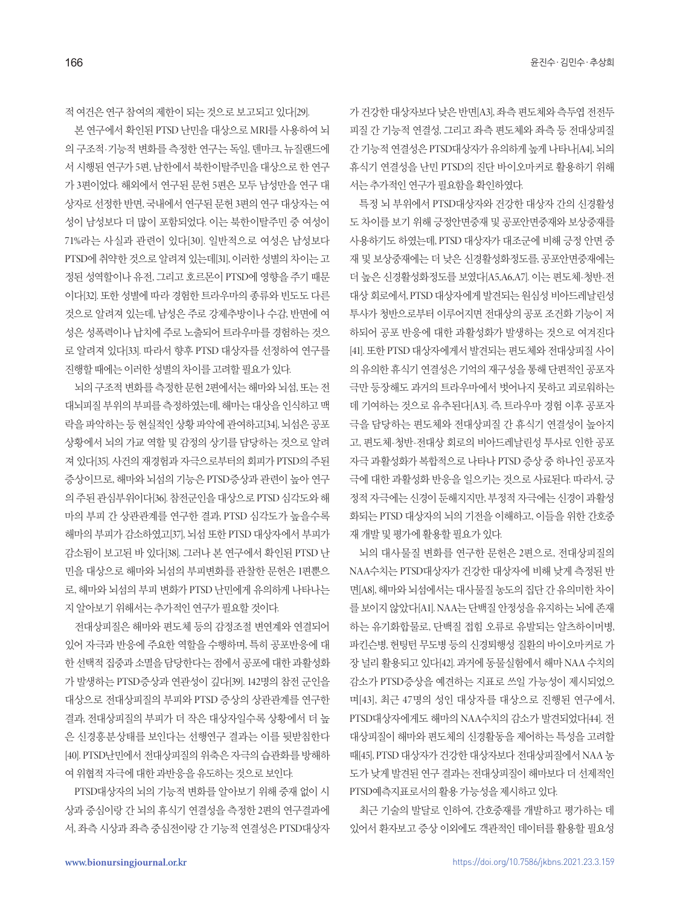적 여건은 연구 참여의 제한이 되는 것으로 보고되고 있다[29].

본 연구에서 확인된 PTSD 난민을 대상으로 MRI를 사용하여 뇌의 구조적·기능적 변화를 측정한 연구는 독일, 덴마크, 뉴질랜드에서 시행된 연구가 5편, 남한에서 북한이탈주민을 대상으로 한 연구가 3편이었다. 해외에서 연구된 문헌 5편은 모두 남성만을 연구 대상자로 선정한 반면, 국내에서 연구된 문헌 3편의 연구 대상자는 여성이 남성보다 더 많이 포함되었다. 이는 북한이탈주민 중 여성이 71%라는 사실과 관련이 있다[30]. 일반적으로 여성은 남성보다 PTSD에 취약한 것으로 알려져 있는데[31], 이러한 성별의 차이는 고정된 성역할이나 유전, 그리고 호르몬이 PTSD에 영향을 주기 때문이다[32]. 또한 성별에 따라 경험한 트라우마의 종류와 빈도도 다른 것으로 알려져 있는데, 남성은 주로 강제추방이나 수감, 반면에 여성은 성폭력이나 납치에 주로 노출되어 트라우마를 경험하는 것으로 알려져 있다[33]. 따라서 향후 PTSD 대상자를 선정하여 연구를 진행할 때에는 이러한 성별의 차이를 고려할 필요가 있다.

뇌의 구조적 변화를 측정한 문헌 2편에서는 해마와 뇌섬, 또는 전대뇌피질 부위의 부피를 측정하였는데, 해마는 대상을 인식하고 맥락을 파악하는 등 현실적인 상황 파악에 관여하고[34], 뇌섬은 공포상황에서 뇌의 가교 역할 및 감정의 상기를 담당하는 것으로 알려져 있다[35]. 사건의 재경험과 자극으로부터의 회피가 PTSD의 주된 증상이므로, 해마와 뇌섬의 기능은 PTSD증상과 관련이 높아 연구의 주된 관심부위이다[36]. 참전군인을 대상으로 PTSD 심각도와 해마의 부피 간 상관관계를 연구한 결과, PTSD 심각도가 높을수록 해마의 부피가 감소하였고[37], 뇌섬 또한 PTSD 대상자에서 부피가 감소됨이 보고된 바 있다[38]. 그러나 본 연구에서 확인된 PTSD 난민을 대상으로 해마와 뇌섬의 부피변화를 관찰한 문헌은 1편뿐으로, 해마와 뇌섬의 부피 변화가 PTSD 난민에게 유의하게 나타나는지 알아보기 위해서는 추가적인 연구가 필요할 것이다.

전대상피질은 해마와 편도체 등의 감정조절 변연계와 연결되어 있어 자극과 반응에 주요한 역할을 수행하며, 특히 공포반응에 대한 선택적 집중과 소멸을 담당한다는 점에서 공포에 대한 과활성화가 발생하는 PTSD증상과 연관성이 깊다[39]. 142명의 참전 군인을 대상으로 전대상피질의 부피와 PTSD 증상의 상관관계를 연구한 결과, 전대상피질의 부피가 더 작은 대상자일수록 상황에서 더 높은 신경흥분상태를 보인다는 선행연구 결과는 이를 뒷받침한다[40]. PTSD난민에서 전대상피질의 위축은 자극의 습관화를 방해하여 위협적 자극에 대한 과반응을 유도하는 것으로 보인다.

PTSD대상자의 뇌의 기능적 변화를 알아보기 위해 중재 없이 시상과 중심이랑 간 뇌의 휴식기 연결성을 측정한 2편의 연구결과에서, 좌측 시상과 좌측 중심전이랑 간 기능적 연결성은 PTSD대상자가 건강한 대상자보다 낮은 반면[A3], 좌측 편도체와 측두엽 전전두피질 간 기능적 연결성, 그리고 좌측 편도체와 좌측 등 전대상피질 간 기능적 연결성은 PTSD대상자가 유의하게 높게 나타나[A4], 뇌의 휴식기 연결성을 난민 PTSD의 진단 바이오마커로 활용하기 위해서는 추가적인 연구가 필요함을 확인하였다.

특정 뇌 부위에서 PTSD대상자와 건강한 대상자 간의 신경활성도 차이를 보기 위해 긍정안면중재 및 공포안면중재와 보상중재를 사용하기도 하였는데, PTSD 대상자가 대조군에 비해 긍정 안면 중재 및 보상중재에는 더 낮은 신경활성화정도를, 공포안면중재에는 더 높은 신경활성화정도를 보였다[A5,A6,A7]. 이는 편도체-청반-전대상 회로에서, PTSD 대상자에게 발견되는 원심성 비아드레날린성 투사가 청반으로부터 이루어지면 전대상의 공포 조건화 기능이 저하되어 공포 반응에 대한 과활성화가 발생하는 것으로 여겨진다[41]. 또한 PTSD 대상자에게서 발견되는 편도체와 전대상피질 사이의 유의한 휴식기 연결성은 기억의 재구성을 통해 단편적인 공포자극만 등장해도 과거의 트라우마에서 벗어나지 못하고 괴로워하는데 기여하는 것으로 유추된다[A3]. 즉, 트라우마 경험 이후 공포자극을 담당하는 편도체와 전대상피질 간 휴식기 연결성이 높아지고, 편도체-청반-전대상 회로의 비아드레날린성 투사로 인한 공포자극 과활성화가 복합적으로 나타나 PTSD 증상 중 하나인 공포자극에 대한 과활성화 반응을 일으키는 것으로 사료된다. 따라서, 긍정적 자극에는 신경이 둔해지지만, 부정적 자극에는 신경이 과활성화되는 PTSD 대상자의 뇌의 기전을 이해하고, 이들을 위한 간호중재 개발 및 평가에 활용할 필요가 있다.

뇌의 대사물질 변화를 연구한 문헌은 2편으로, 전대상피질의 NAA수치는 PTSD대상자가 건강한 대상자에 비해 낮게 측정된 반면[A8], 해마와 뇌섬에서는 대사물질 농도의 집단 간 유의미한 차이를 보이지 않았다[A1]. NAA는 단백질 안정성을 유지하는 뇌에 존재하는 유기화합물로, 단백질 접힘 오류로 유발되는 알츠하이머병, 파킨슨병, 헌팅턴 무도병 등의 신경퇴행성 질환의 바이오마커로 가장 널리 활용되고 있다[42]. 과거에 동물실험에서 해마 NAA 수치의 감소가 PTSD증상을 예견하는 지표로 쓰일 가능성이 제시되었으며[43], 최근 47명의 성인 대상자를 대상으로 진행된 연구에서, PTSD대상자에게도 해마의 NAA수치의 감소가 발견되었다[44]. 전대상피질이 해마와 편도체의 신경활동을 제어하는 특성을 고려할 때[45], PTSD 대상자가 건강한 대상자보다 전대상피질에서 NAA 농도가 낮게 발견된 연구 결과는 전대상피질이 해마보다 더 선제적인 PTSD예측지표로서의 활용 가능성을 제시하고 있다.

최근 기술의 발달로 인하여, 간호중재를 개발하고 평가하는 데 있어서 환자보고 증상 이외에도 객관적인 데이터를 활용할 필요성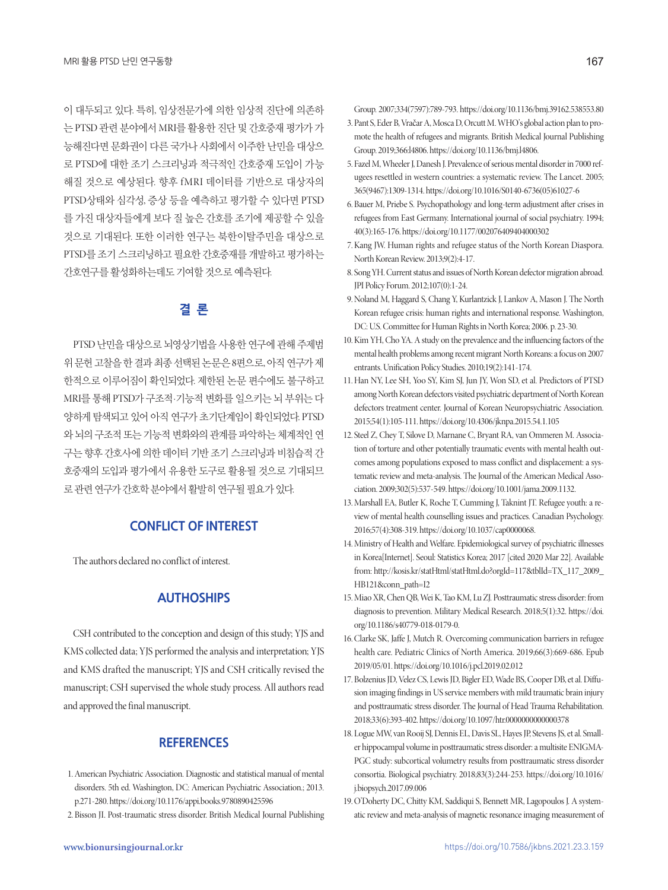이 대두되고 있다. 특히, 임상전문가에 의한 임상적 진단에 의존하는 PTSD 관련 분야에서 MRI를 활용한 진단 및 간호중재 평가가 가능해진다면 문화권이 다른 국가나 사회에서 이주한 난민을 대상으로 PTSD에 대한 조기 스크리닝과 적극적인 간호중재 도입이 가능해질 것으로 예상된다. 향후 fMRI 데이터를 기반으로 대상자의 PTSD상태와 심각성, 증상 등을 예측하고 평가할 수 있다면 PTSD를 가진 대상자들에게 보다 질 높은 간호를 조기에 제공할 수 있을 것으로 기대된다. 또한 이러한 연구는 북한이탈주민을 대상으로 PTSD를 조기 스크리닝하고 필요한 간호중재를 개발하고 평가하는 간호연구를 활성화하는데도 기여할 것으로 예측된다.

## 결 론

PTSD 난민을 대상으로 뇌영상기법을 사용한 연구에 관해 주제범위 문헌 고찰을 한 결과 최종 선택된 논문은 8편으로, 아직 연구가 제한적으로 이루어짐이 확인되었다. 제한된 논문 편수에도 불구하고 MRI를 통해 PTSD가 구조적·기능적 변화를 일으키는 뇌 부위는 다양하게 탐색되고 있어 아직 연구가 초기단계임이 확인되었다. PTSD와 뇌의 구조적 또는 기능적 변화와의 관계를 파악하는 체계적인 연구는 향후 간호사에 의한 데이터 기반 조기 스크리닝과 비침습적 간호중재의 도입과 평가에서 유용한 도구로 활용될 것으로 기대되므로 관련 연구가 간호학 분야에서 활발히 연구될 필요가 있다.

## CONFLICT OF INTEREST

The authors declared no conflict of interest.

## AUTHOSHIPS

CSH contributed to the conception and design of this study; YJS and KMS collected data; YJS performed the analysis and interpretation; YJS and KMS drafted the manuscript; YJS and CSH critically revised the manuscript; CSH supervised the whole study process. All authors read and approved the final manuscript.

## REFERENCES

1. American Psychiatric Association. Diagnostic and statistical manual of mental disorders. 5th ed. Washington, DC: American Psychiatric Association.; 2013. p.271-280. https://doi.org/10.1176/appi.books.9780890425596
2. Bisson JI. Post-traumatic stress disorder. British Medical Journal Publishing Group. 2007;334(7597):789-793. https://doi.org/10.1136/bmj.39162.538553.80
3. Pant S, Eder B, Vračar A, Mosca D, Orcutt M. WHO's global action plan to promote the health of refugees and migrants. British Medical Journal Publishing Group. 2019;366:l4806. https://doi.org/10.1136/bmj.l4806.
5. Fazel M, Wheeler J, Danesh J. Prevalence of serious mental disorder in 7000 refugees resettled in western countries: a systematic review. The Lancet. 2005; 365(9467):1309-1314. https://doi.org/10.1016/S0140-6736(05)61027-6
6. Bauer M, Priebe S. Psychopathology and long-term adjustment after crises in refugees from East Germany. International journal of social psychiatry. 1994; 40(3):165-176. https://doi.org/10.1177/002076409404000302
7. Kang JW. Human rights and refugee status of the North Korean Diaspora. North Korean Review. 2013;9(2):4-17.
8. Song YH. Current status and issues of North Korean defector migration abroad. JPI Policy Forum. 2012;107(0):1-24.
9. Noland M, Haggard S, Chang Y, Kurlantzick J, Lankov A, Mason J. The North Korean refugee crisis: human rights and international response. Washington, DC: U.S. Committee for Human Rights in North Korea; 2006. p. 23-30.
10. Kim YH, Cho YA. A study on the prevalence and the influencing factors of the mental health problems among recent migrant North Koreans: a focus on 2007 entrants. Unification Policy Studies. 2010;19(2):141-174.
11. Han NY, Lee SH, Yoo SY, Kim SJ, Jun JY, Won SD, et al. Predictors of PTSD among North Korean defectors visited psychiatric department of North Korean defectors treatment center. Journal of Korean Neuropsychiatric Association. 2015;54(1):105-111. https://doi.org/10.4306/jknpa.2015.54.1.105
12. Steel Z, Chey T, Silove D, Marnane C, Bryant RA, van Ommeren M. Association of torture and other potentially traumatic events with mental health outcomes among populations exposed to mass conflict and displacement: a systematic review and meta-analysis. The Journal of the American Medical Association. 2009;302(5):537-549. https://doi.org/10.1001/jama.2009.1132.
13. Marshall EA, Butler K, Roche T, Cumming J, Taknint JT. Refugee youth: a review of mental health counselling issues and practices. Canadian Psychology. 2016;57(4):308-319. https://doi.org/10.1037/cap0000068.
14. Ministry of Health and Welfare. Epidemiological survey of psychiatric illnesses in Korea[Internet]. Seoul: Statistics Korea; 2017 [cited 2020 Mar 22]. Available from: http://kosis.kr/statHtml/statHtml.do?orgId=117&tblId=TX_117_2009_HB121&conn_path=I2
15. Miao XR, Chen QB, Wei K, Tao KM, Lu ZJ. Posttraumatic stress disorder: from diagnosis to prevention. Military Medical Research. 2018;5(1):32. https://doi.org/10.1186/s40779-018-0179-0.
16. Clarke SK, Jaffe J, Mutch R. Overcoming communication barriers in refugee health care. Pediatric Clinics of North America. 2019;66(3):669-686. Epub 2019/05/01. https://doi.org/10.1016/j.pcl.2019.02.012
17. Bolzenius JD, Velez CS, Lewis JD, Bigler ED, Wade BS, Cooper DB, et al. Diffusion imaging findings in US service members with mild traumatic brain injury and posttraumatic stress disorder. The Journal of Head Trauma Rehabilitation. 2018;33(6):393-402. https://doi.org/10.1097/htr.0000000000000378
18. Logue MW, van Rooij SJ, Dennis EL, Davis SL, Hayes JP, Stevens JS, et al. Smaller hippocampal volume in posttraumatic stress disorder: a multisite ENIGMA-PGC study: subcortical volumetry results from posttraumatic stress disorder consortia. Biological psychiatry. 2018;83(3):244-253. https://doi.org/10.1016/j.biopsych.2017.09.006
19. O'Doherty DC, Chitty KM, Saddiqui S, Bennett MR, Lagopoulos J. A systematic review and meta-analysis of magnetic resonance imaging measurement of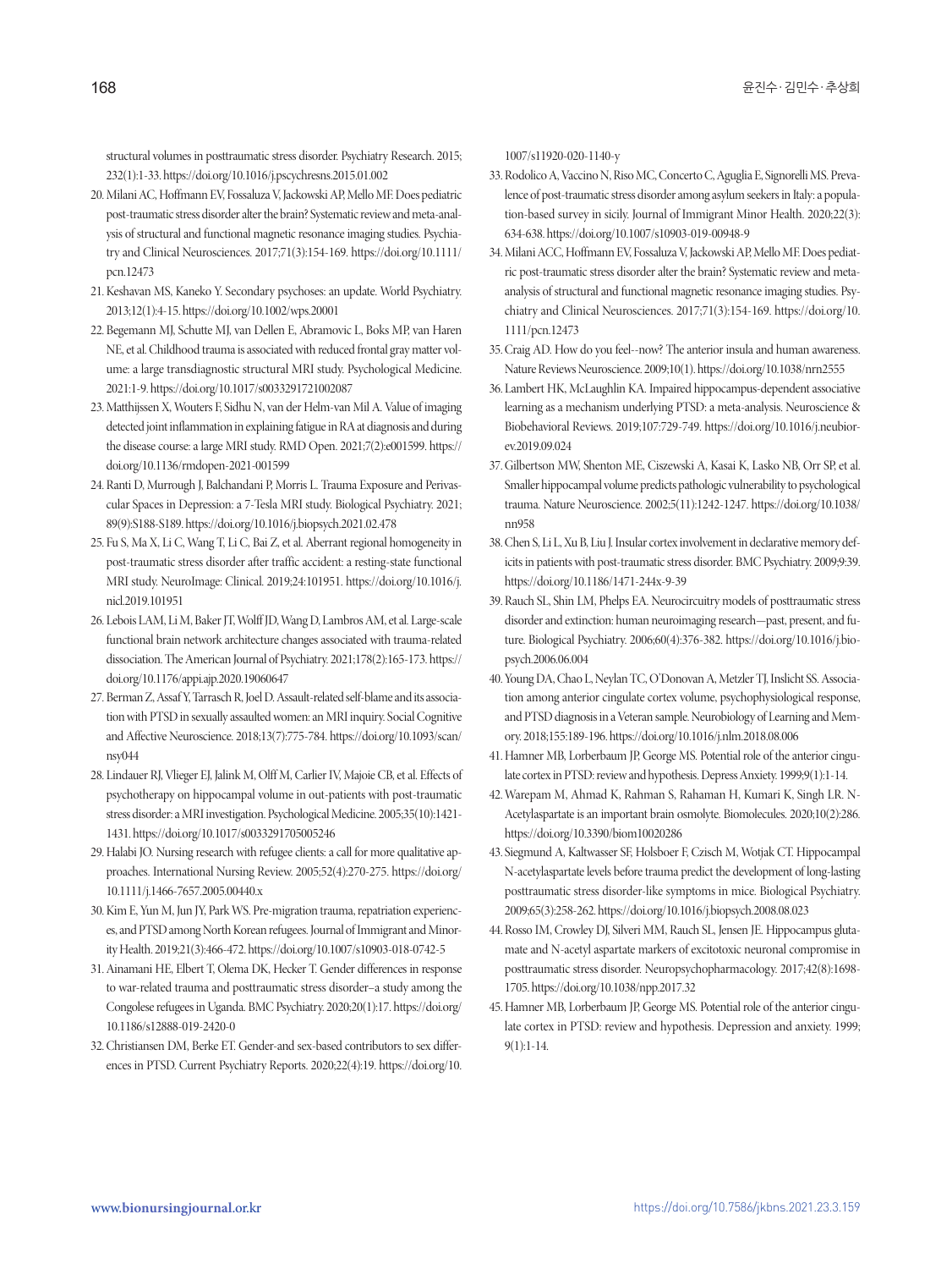structural volumes in posttraumatic stress disorder. Psychiatry Research. 2015; 232(1):1-33. https://doi.org/10.1016/j.pscychresns.2015.01.002

20. Milani AC, Hoffmann EV, Fossaluza V, Jackowski AP, Mello MF. Does pediatric post-traumatic stress disorder alter the brain? Systematic review and meta-analysis of structural and functional magnetic resonance imaging studies. Psychiatry and Clinical Neurosciences. 2017;71(3):154-169. https://doi.org/10.1111/pcn.12473
21. Keshavan MS, Kaneko Y. Secondary psychoses: an update. World Psychiatry. 2013;12(1):4-15. https://doi.org/10.1002/wps.20001
22. Begemann MJ, Schutte MJ, van Dellen E, Abramovic L, Boks MP, van Haren NE, et al. Childhood trauma is associated with reduced frontal gray matter volume: a large transdiagnostic structural MRI study. Psychological Medicine. 2021:1-9. https://doi.org/10.1017/s0033291721002087
23. Matthijssen X, Wouters F, Sidhu N, van der Helm-van Mil A. Value of imaging detected joint inflammation in explaining fatigue in RA at diagnosis and during the disease course: a large MRI study. RMD Open. 2021;7(2):e001599. https://doi.org/10.1136/rmdopen-2021-001599
24. Ranti D, Murrough J, Balchandani P, Morris L. Trauma Exposure and Perivascular Spaces in Depression: a 7-Tesla MRI study. Biological Psychiatry. 2021; 89(9):S188-S189. https://doi.org/10.1016/j.biopsych.2021.02.478
25. Fu S, Ma X, Li C, Wang T, Li C, Bai Z, et al. Aberrant regional homogeneity in post-traumatic stress disorder after traffic accident: a resting-state functional MRI study. NeuroImage: Clinical. 2019;24:101951. https://doi.org/10.1016/j.nicl.2019.101951
26. Lebois LAM, Li M, Baker JT, Wolff JD, Wang D, Lambros AM, et al. Large-scale functional brain network architecture changes associated with trauma-related dissociation. The American Journal of Psychiatry. 2021;178(2):165-173. https://doi.org/10.1176/appi.ajp.2020.19060647
27. Berman Z, Assaf Y, Tarrasch R, Joel D. Assault-related self-blame and its association with PTSD in sexually assaulted women: an MRI inquiry. Social Cognitive and Affective Neuroscience. 2018;13(7):775-784. https://doi.org/10.1093/scan/nsy044
28. Lindauer RJ, Vlieger EJ, Jalink M, Olff M, Carlier IV, Majoie CB, et al. Effects of psychotherapy on hippocampal volume in out-patients with post-traumatic stress disorder: a MRI investigation. Psychological Medicine. 2005;35(10):1421-1431. https://doi.org/10.1017/s0033291705005246
29. Halabi JO. Nursing research with refugee clients: a call for more qualitative approaches. International Nursing Review. 2005;52(4):270-275. https://doi.org/10.1111/j.1466-7657.2005.00440.x
30. Kim E, Yun M, Jun JY, Park WS. Pre-migration trauma, repatriation experiences, and PTSD among North Korean refugees. Journal of Immigrant and Minority Health. 2019;21(3):466-472. https://doi.org/10.1007/s10903-018-0742-5
31. Ainamani HE, Elbert T, Olema DK, Hecker T. Gender differences in response to war-related trauma and posttraumatic stress disorder–a study among the Congolese refugees in Uganda. BMC Psychiatry. 2020;20(1):17. https://doi.org/10.1186/s12888-019-2420-0
32. Christiansen DM, Berke ET. Gender-and sex-based contributors to sex differences in PTSD. Current Psychiatry Reports. 2020;22(4):19. https://doi.org/10.1007/s11920-020-1140-y
33. Rodolico A, Vaccino N, Riso MC, Concerto C, Aguglia E, Signorelli MS. Prevalence of post-traumatic stress disorder among asylum seekers in Italy: a population-based survey in sicily. Journal of Immigrant Minor Health. 2020;22(3):634-638. https://doi.org/10.1007/s10903-019-00948-9
34. Milani ACC, Hoffmann EV, Fossaluza V, Jackowski AP, Mello MF. Does pediatric post-traumatic stress disorder alter the brain? Systematic review and meta-analysis of structural and functional magnetic resonance imaging studies. Psychiatry and Clinical Neurosciences. 2017;71(3):154-169. https://doi.org/10.1111/pcn.12473
35. Craig AD. How do you feel--now? The anterior insula and human awareness. Nature Reviews Neuroscience. 2009;10(1). https://doi.org/10.1038/nrn2555
36. Lambert HK, McLaughlin KA. Impaired hippocampus-dependent associative learning as a mechanism underlying PTSD: a meta-analysis. Neuroscience & Biobehavioral Reviews. 2019;107:729-749. https://doi.org/10.1016/j.neubiorev.2019.09.024
37. Gilbertson MW, Shenton ME, Ciszewski A, Kasai K, Lasko NB, Orr SP, et al. Smaller hippocampal volume predicts pathologic vulnerability to psychological trauma. Nature Neuroscience. 2002;5(11):1242-1247. https://doi.org/10.1038/nn958
38. Chen S, Li L, Xu B, Liu J. Insular cortex involvement in declarative memory deficits in patients with post-traumatic stress disorder. BMC Psychiatry. 2009;9:39. https://doi.org/10.1186/1471-244x-9-39
39. Rauch SL, Shin LM, Phelps EA. Neurocircuitry models of posttraumatic stress disorder and extinction: human neuroimaging research—past, present, and future. Biological Psychiatry. 2006;60(4):376-382. https://doi.org/10.1016/j.biopsych.2006.06.004
40. Young DA, Chao L, Neylan TC, O'Donovan A, Metzler TJ, Inslicht SS. Association among anterior cingulate cortex volume, psychophysiological response, and PTSD diagnosis in a Veteran sample. Neurobiology of Learning and Memory. 2018;155:189-196. https://doi.org/10.1016/j.nlm.2018.08.006
41. Hamner MB, Lorberbaum JP, George MS. Potential role of the anterior cingulate cortex in PTSD: review and hypothesis. Depress Anxiety. 1999;9(1):1-14.
42. Warepam M, Ahmad K, Rahman S, Rahaman H, Kumari K, Singh LR. N-Acetylaspartate is an important brain osmolyte. Biomolecules. 2020;10(2):286. https://doi.org/10.3390/biom10020286
43. Siegmund A, Kaltwasser SF, Holsboer F, Czisch M, Wotjak CT. Hippocampal N-acetylaspartate levels before trauma predict the development of long-lasting posttraumatic stress disorder-like symptoms in mice. Biological Psychiatry. 2009;65(3):258-262. https://doi.org/10.1016/j.biopsych.2008.08.023
44. Rosso IM, Crowley DJ, Silveri MM, Rauch SL, Jensen JE. Hippocampus glutamate and N-acetyl aspartate markers of excitotoxic neuronal compromise in posttraumatic stress disorder. Neuropsychopharmacology. 2017;42(8):1698-1705. https://doi.org/10.1038/npp.2017.32
45. Hamner MB, Lorberbaum JP, George MS. Potential role of the anterior cingulate cortex in PTSD: review and hypothesis. Depression and anxiety. 1999; 9(1):1-14.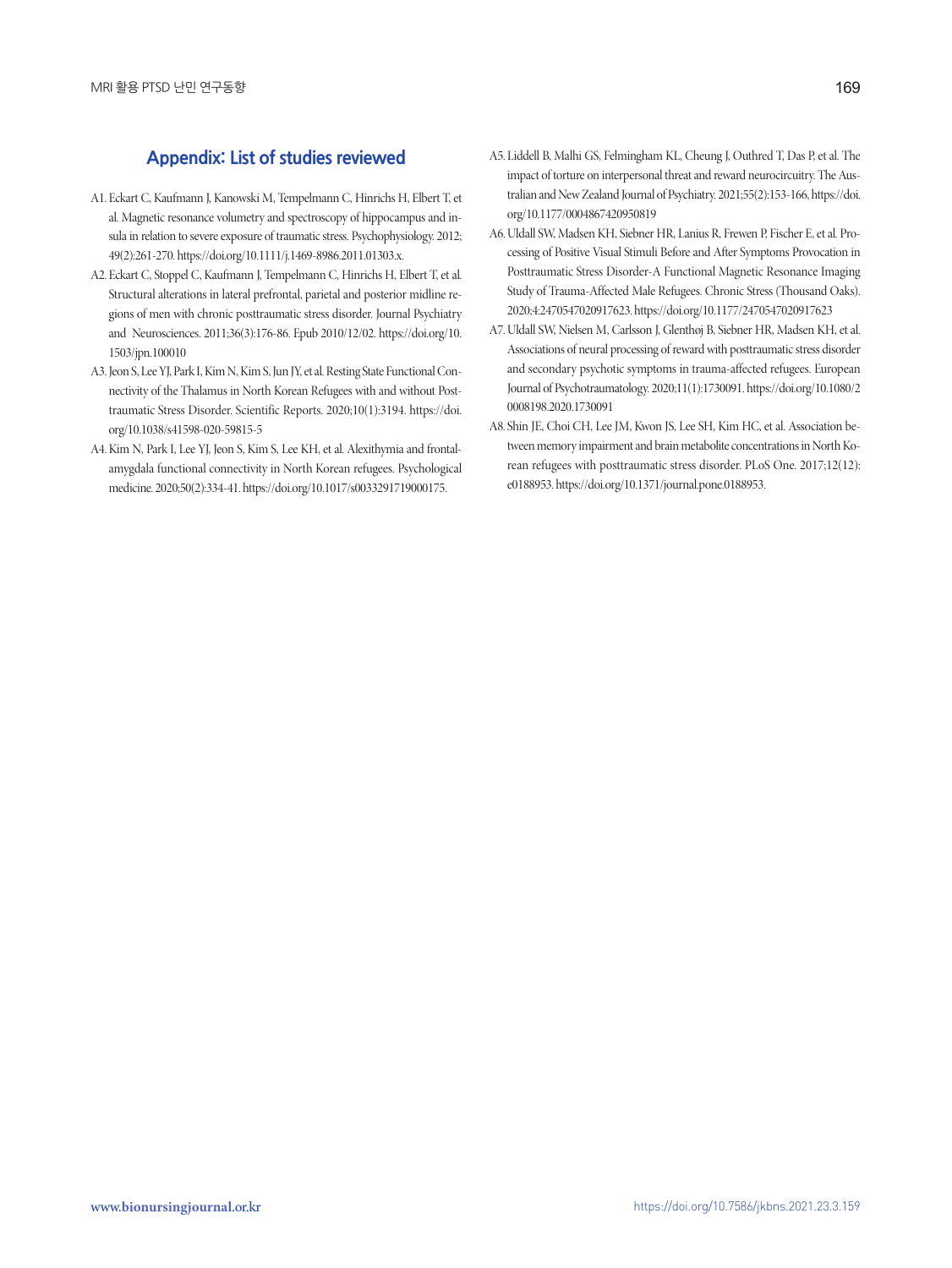## Appendix: List of studies reviewed

A1. Eckart C, Kaufmann J, Kanowski M, Tempelmann C, Hinrichs H, Elbert T, et al. Magnetic resonance volumetry and spectroscopy of hippocampus and insula in relation to severe exposure of traumatic stress. Psychophysiology. 2012;49(2):261-270. https://doi.org/10.1111/j.1469-8986.2011.01303.x.

A2. Eckart C, Stoppel C, Kaufmann J, Tempelmann C, Hinrichs H, Elbert T, et al. Structural alterations in lateral prefrontal, parietal and posterior midline regions of men with chronic posttraumatic stress disorder. Journal Psychiatry and Neurosciences. 2011;36(3):176-86. Epub 2010/12/02. https://doi.org/10.1503/jpn.100010

A3. Jeon S, Lee YJ, Park I, Kim N, Kim S, Jun JY, et al. Resting State Functional Connectivity of the Thalamus in North Korean Refugees with and without Posttraumatic Stress Disorder. Scientific Reports. 2020;10(1):3194. https://doi.org/10.1038/s41598-020-59815-5

A4. Kim N, Park I, Lee YJ, Jeon S, Kim S, Lee KH, et al. Alexithymia and frontal-amygdala functional connectivity in North Korean refugees. Psychological medicine. 2020;50(2):334-41. https://doi.org/10.1017/s0033291719000175.

A5. Liddell B, Malhi GS, Felmingham KL, Cheung J, Outhred T, Das P, et al. The impact of torture on interpersonal threat and reward neurocircuitry. The Australian and New Zealand Journal of Psychiatry. 2021;55(2):153-166, https://doi.org/10.1177/0004867420950819

A6. Uldall SW, Madsen KH, Siebner HR, Lanius R, Frewen P, Fischer E, et al. Processing of Positive Visual Stimuli Before and After Symptoms Provocation in Posttraumatic Stress Disorder-A Functional Magnetic Resonance Imaging Study of Trauma-Affected Male Refugees. Chronic Stress (Thousand Oaks). 2020;4:2470547020917623. https://doi.org/10.1177/2470547020917623

A7. Uldall SW, Nielsen M, Carlsson J, Glenthøj B, Siebner HR, Madsen KH, et al. Associations of neural processing of reward with posttraumatic stress disorder and secondary psychotic symptoms in trauma-affected refugees. European Journal of Psychotraumatology. 2020;11(1):1730091. https://doi.org/10.1080/20008198.2020.1730091

A8. Shin JE, Choi CH, Lee JM, Kwon JS, Lee SH, Kim HC, et al. Association between memory impairment and brain metabolite concentrations in North Korean refugees with posttraumatic stress disorder. PLoS One. 2017;12(12):e0188953. https://doi.org/10.1371/journal.pone.0188953.